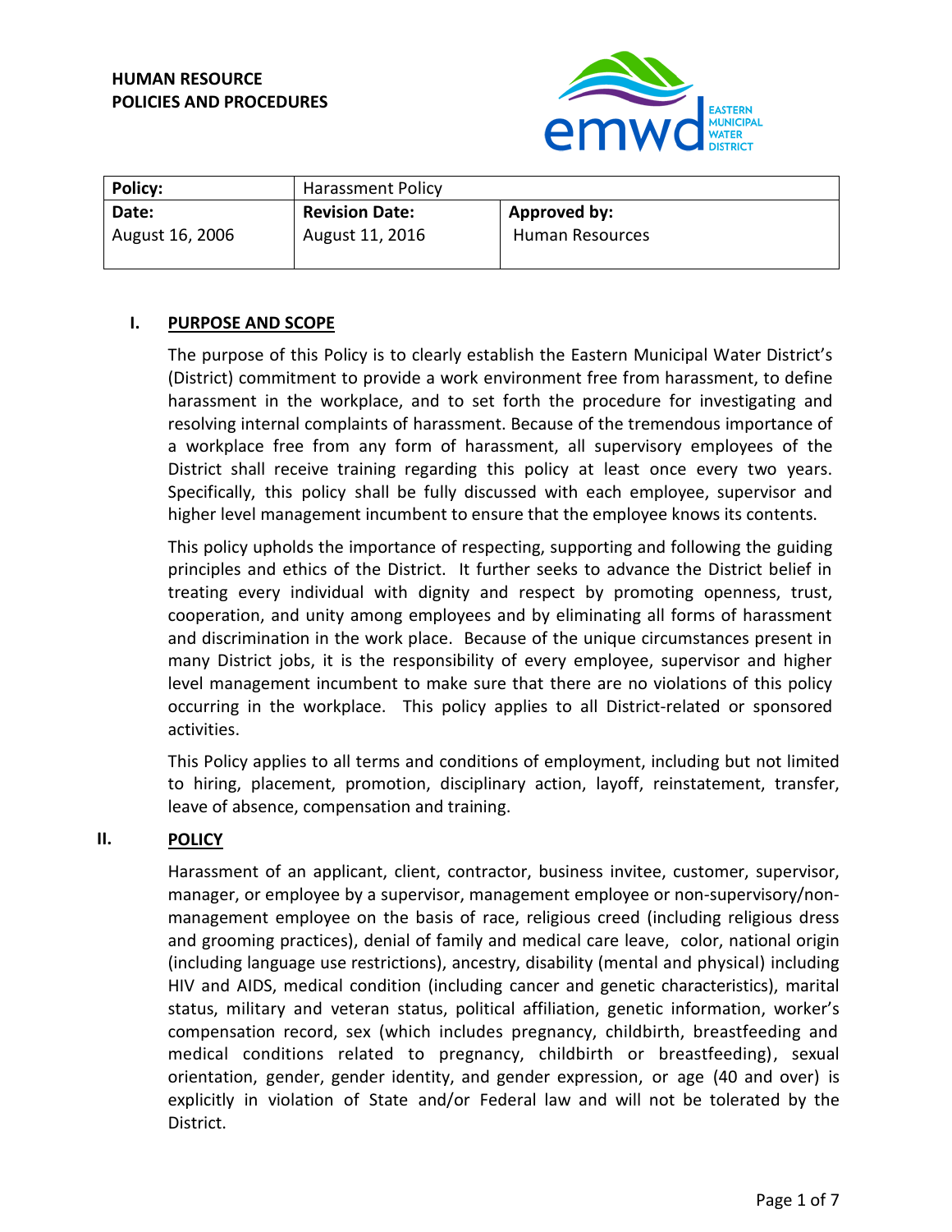**HUMAN RESOURCE**
**POLICIES AND PROCEDURES**

| **Policy:** | Harassment Policy | |
|---|---|---|
| **Date:** August 16, 2006 | **Revision Date:** August 11, 2016 | **Approved by:** Human Resources |

## I. PURPOSE AND SCOPE

The purpose of this Policy is to clearly establish the Eastern Municipal Water District's (District) commitment to provide a work environment free from harassment, to define harassment in the workplace, and to set forth the procedure for investigating and resolving internal complaints of harassment. Because of the tremendous importance of a workplace free from any form of harassment, all supervisory employees of the District shall receive training regarding this policy at least once every two years. Specifically, this policy shall be fully discussed with each employee, supervisor and higher level management incumbent to ensure that the employee knows its contents.

This policy upholds the importance of respecting, supporting and following the guiding principles and ethics of the District. It further seeks to advance the District belief in treating every individual with dignity and respect by promoting openness, trust, cooperation, and unity among employees and by eliminating all forms of harassment and discrimination in the work place. Because of the unique circumstances present in many District jobs, it is the responsibility of every employee, supervisor and higher level management incumbent to make sure that there are no violations of this policy occurring in the workplace. This policy applies to all District-related or sponsored activities.

This Policy applies to all terms and conditions of employment, including but not limited to hiring, placement, promotion, disciplinary action, layoff, reinstatement, transfer, leave of absence, compensation and training.

## II. POLICY

Harassment of an applicant, client, contractor, business invitee, customer, supervisor, manager, or employee by a supervisor, management employee or non-supervisory/non-management employee on the basis of race, religious creed (including religious dress and grooming practices), denial of family and medical care leave, color, national origin (including language use restrictions), ancestry, disability (mental and physical) including HIV and AIDS, medical condition (including cancer and genetic characteristics), marital status, military and veteran status, political affiliation, genetic information, worker's compensation record, sex (which includes pregnancy, childbirth, breastfeeding and medical conditions related to pregnancy, childbirth or breastfeeding), sexual orientation, gender, gender identity, and gender expression, or age (40 and over) is explicitly in violation of State and/or Federal law and will not be tolerated by the District.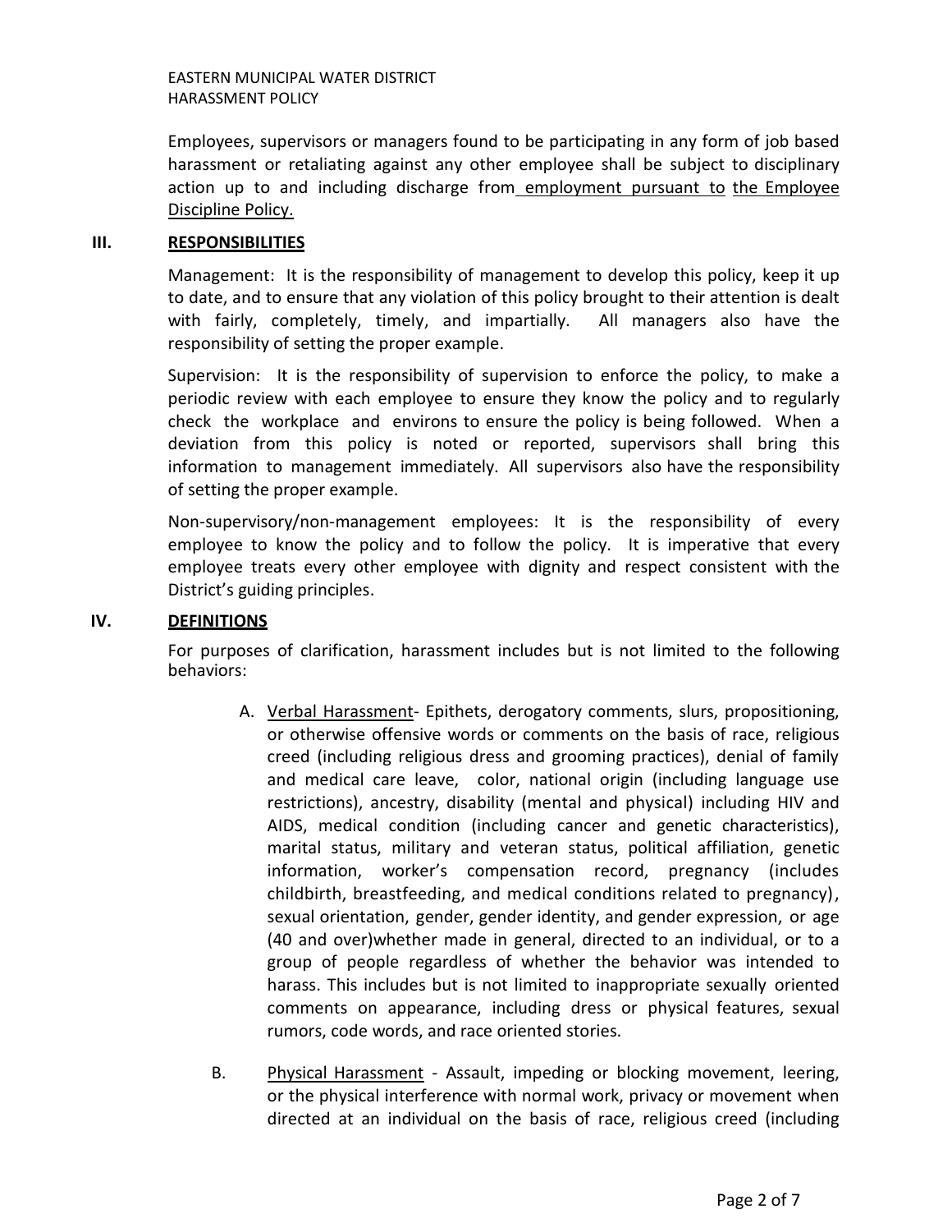Employees, supervisors or managers found to be participating in any form of job based harassment or retaliating against any other employee shall be subject to disciplinary action up to and including discharge from employment pursuant to the Employee Discipline Policy.

## III. RESPONSIBILITIES

Management: It is the responsibility of management to develop this policy, keep it up to date, and to ensure that any violation of this policy brought to their attention is dealt with fairly, completely, timely, and impartially. All managers also have the responsibility of setting the proper example.

Supervision: It is the responsibility of supervision to enforce the policy, to make a periodic review with each employee to ensure they know the policy and to regularly check the workplace and environs to ensure the policy is being followed. When a deviation from this policy is noted or reported, supervisors shall bring this information to management immediately. All supervisors also have the responsibility of setting the proper example.

Non-supervisory/non-management employees: It is the responsibility of every employee to know the policy and to follow the policy. It is imperative that every employee treats every other employee with dignity and respect consistent with the District's guiding principles.

## IV. DEFINITIONS

For purposes of clarification, harassment includes but is not limited to the following behaviors:

A. Verbal Harassment- Epithets, derogatory comments, slurs, propositioning, or otherwise offensive words or comments on the basis of race, religious creed (including religious dress and grooming practices), denial of family and medical care leave, color, national origin (including language use restrictions), ancestry, disability (mental and physical) including HIV and AIDS, medical condition (including cancer and genetic characteristics), marital status, military and veteran status, political affiliation, genetic information, worker's compensation record, pregnancy (includes childbirth, breastfeeding, and medical conditions related to pregnancy), sexual orientation, gender, gender identity, and gender expression, or age (40 and over)whether made in general, directed to an individual, or to a group of people regardless of whether the behavior was intended to harass. This includes but is not limited to inappropriate sexually oriented comments on appearance, including dress or physical features, sexual rumors, code words, and race oriented stories.

B. Physical Harassment - Assault, impeding or blocking movement, leering, or the physical interference with normal work, privacy or movement when directed at an individual on the basis of race, religious creed (including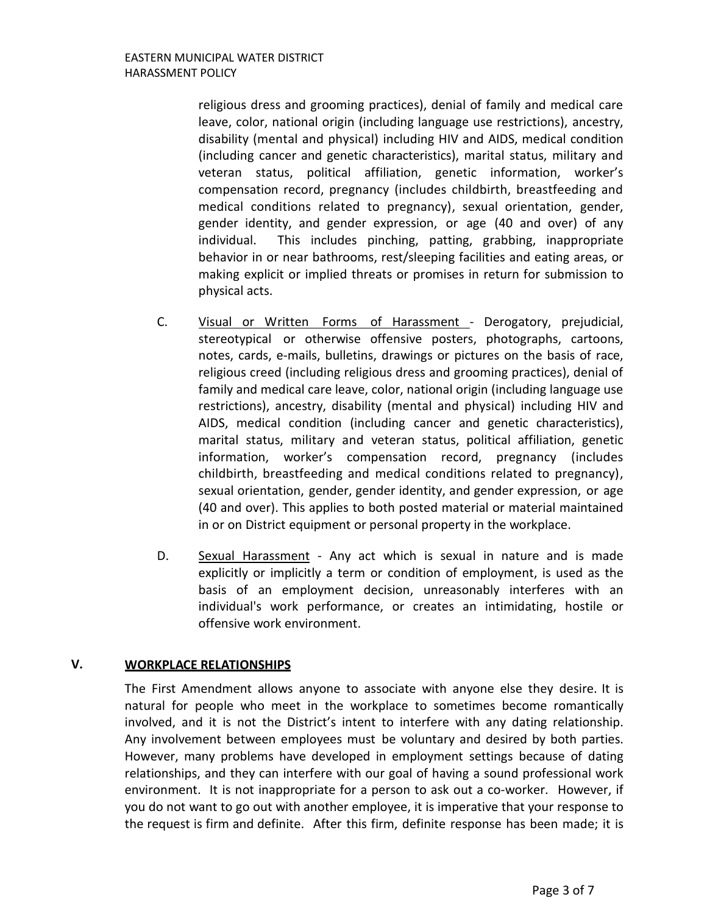religious dress and grooming practices), denial of family and medical care leave, color, national origin (including language use restrictions), ancestry, disability (mental and physical) including HIV and AIDS, medical condition (including cancer and genetic characteristics), marital status, military and veteran status, political affiliation, genetic information, worker's compensation record, pregnancy (includes childbirth, breastfeeding and medical conditions related to pregnancy), sexual orientation, gender, gender identity, and gender expression, or age (40 and over) of any individual. This includes pinching, patting, grabbing, inappropriate behavior in or near bathrooms, rest/sleeping facilities and eating areas, or making explicit or implied threats or promises in return for submission to physical acts.

C. Visual or Written Forms of Harassment - Derogatory, prejudicial, stereotypical or otherwise offensive posters, photographs, cartoons, notes, cards, e-mails, bulletins, drawings or pictures on the basis of race, religious creed (including religious dress and grooming practices), denial of family and medical care leave, color, national origin (including language use restrictions), ancestry, disability (mental and physical) including HIV and AIDS, medical condition (including cancer and genetic characteristics), marital status, military and veteran status, political affiliation, genetic information, worker's compensation record, pregnancy (includes childbirth, breastfeeding and medical conditions related to pregnancy), sexual orientation, gender, gender identity, and gender expression, or age (40 and over). This applies to both posted material or material maintained in or on District equipment or personal property in the workplace.

D. Sexual Harassment - Any act which is sexual in nature and is made explicitly or implicitly a term or condition of employment, is used as the basis of an employment decision, unreasonably interferes with an individual's work performance, or creates an intimidating, hostile or offensive work environment.

## V. WORKPLACE RELATIONSHIPS

The First Amendment allows anyone to associate with anyone else they desire. It is natural for people who meet in the workplace to sometimes become romantically involved, and it is not the District's intent to interfere with any dating relationship. Any involvement between employees must be voluntary and desired by both parties. However, many problems have developed in employment settings because of dating relationships, and they can interfere with our goal of having a sound professional work environment. It is not inappropriate for a person to ask out a co-worker. However, if you do not want to go out with another employee, it is imperative that your response to the request is firm and definite. After this firm, definite response has been made; it is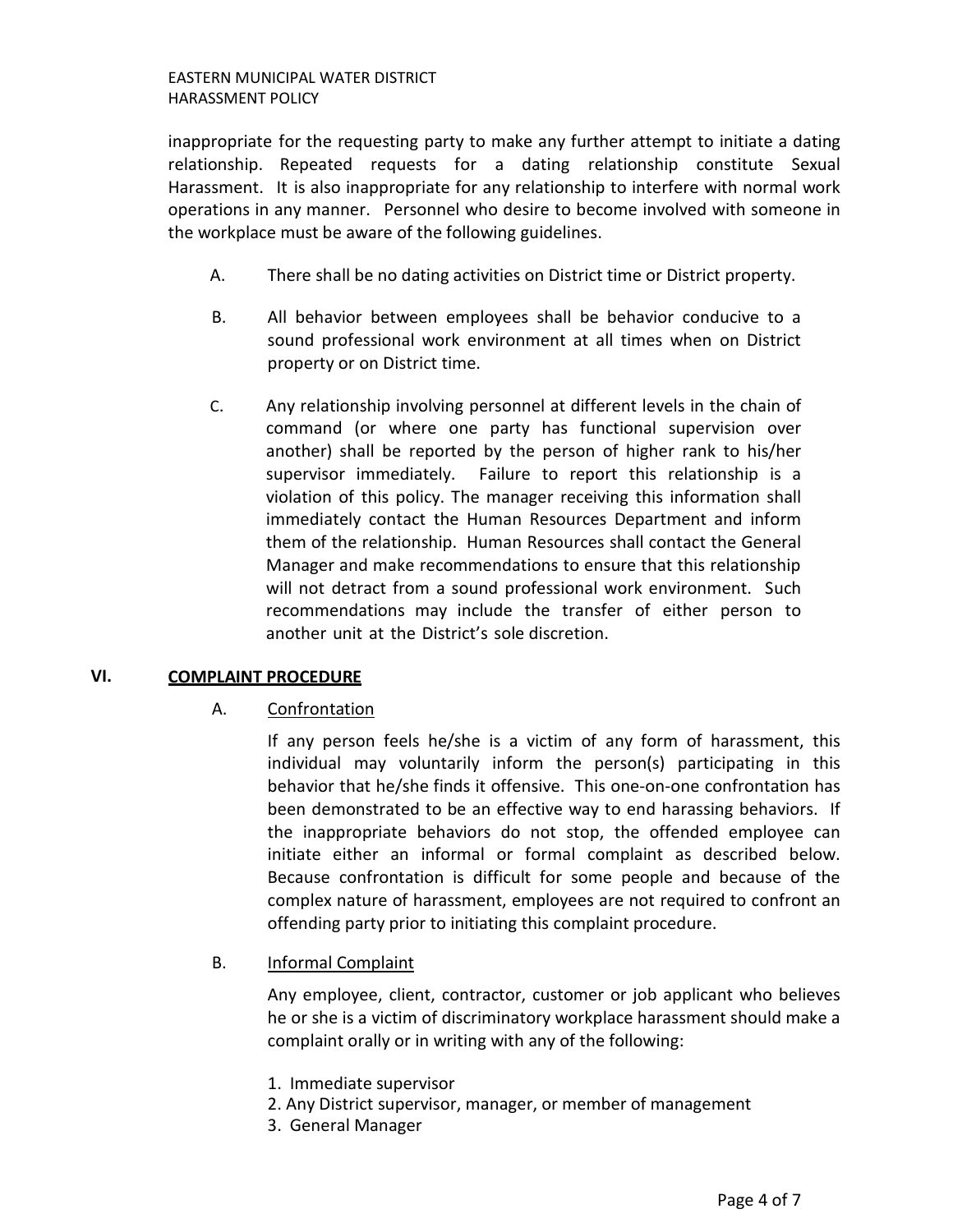inappropriate for the requesting party to make any further attempt to initiate a dating relationship. Repeated requests for a dating relationship constitute Sexual Harassment. It is also inappropriate for any relationship to interfere with normal work operations in any manner. Personnel who desire to become involved with someone in the workplace must be aware of the following guidelines.

A. There shall be no dating activities on District time or District property.

B. All behavior between employees shall be behavior conducive to a sound professional work environment at all times when on District property or on District time.

C. Any relationship involving personnel at different levels in the chain of command (or where one party has functional supervision over another) shall be reported by the person of higher rank to his/her supervisor immediately. Failure to report this relationship is a violation of this policy. The manager receiving this information shall immediately contact the Human Resources Department and inform them of the relationship. Human Resources shall contact the General Manager and make recommendations to ensure that this relationship will not detract from a sound professional work environment. Such recommendations may include the transfer of either person to another unit at the District's sole discretion.

## VI. COMPLAINT PROCEDURE

### A. Confrontation

If any person feels he/she is a victim of any form of harassment, this individual may voluntarily inform the person(s) participating in this behavior that he/she finds it offensive. This one-on-one confrontation has been demonstrated to be an effective way to end harassing behaviors. If the inappropriate behaviors do not stop, the offended employee can initiate either an informal or formal complaint as described below. Because confrontation is difficult for some people and because of the complex nature of harassment, employees are not required to confront an offending party prior to initiating this complaint procedure.

### B. Informal Complaint

Any employee, client, contractor, customer or job applicant who believes he or she is a victim of discriminatory workplace harassment should make a complaint orally or in writing with any of the following:

1. Immediate supervisor
2. Any District supervisor, manager, or member of management
3. General Manager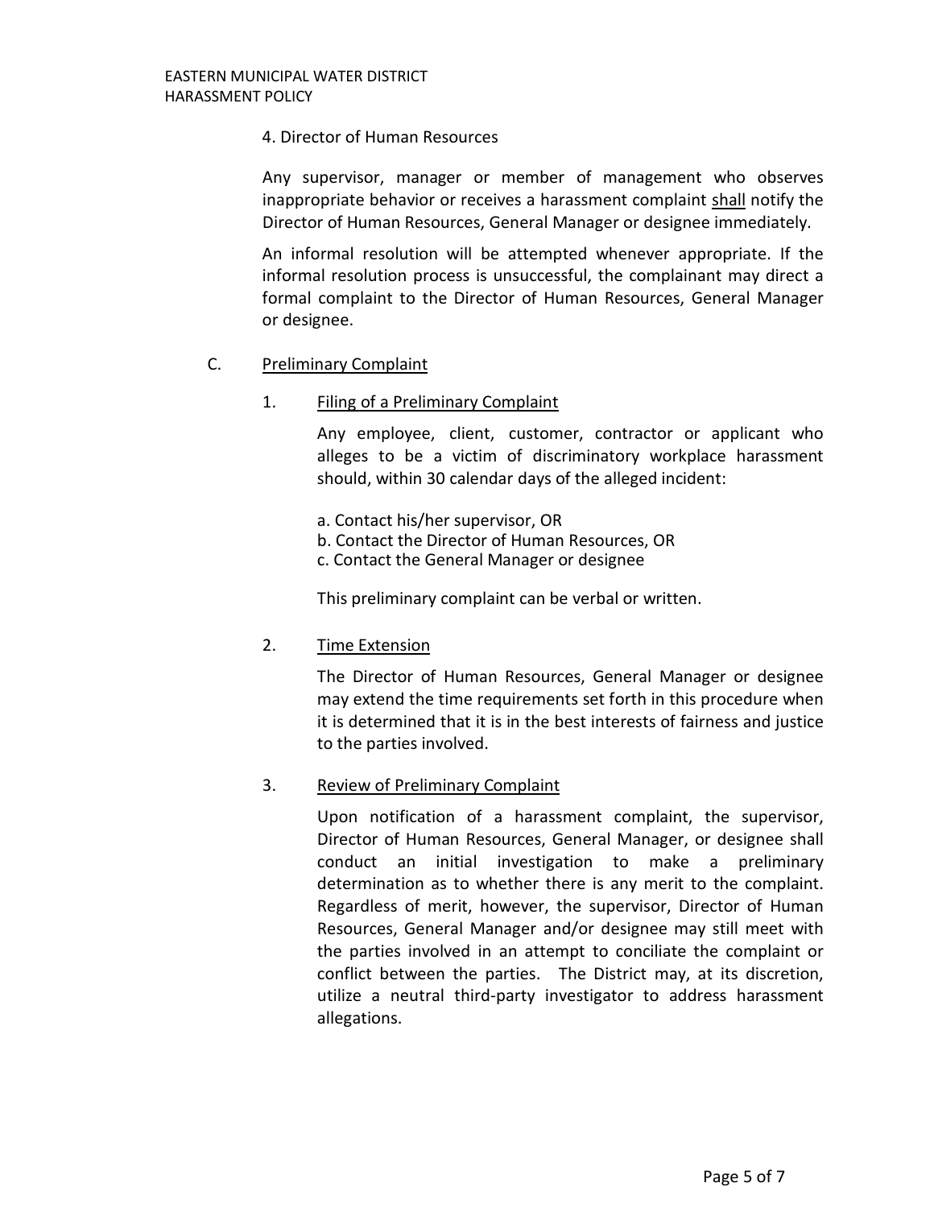4. Director of Human Resources

Any supervisor, manager or member of management who observes inappropriate behavior or receives a harassment complaint <u>shall</u> notify the Director of Human Resources, General Manager or designee immediately.

An informal resolution will be attempted whenever appropriate. If the informal resolution process is unsuccessful, the complainant may direct a formal complaint to the Director of Human Resources, General Manager or designee.

C. <u>Preliminary Complaint</u>

1. <u>Filing of a Preliminary Complaint</u>

   Any employee, client, customer, contractor or applicant who alleges to be a victim of discriminatory workplace harassment should, within 30 calendar days of the alleged incident:

   a. Contact his/her supervisor, OR
   b. Contact the Director of Human Resources, OR
   c. Contact the General Manager or designee

   This preliminary complaint can be verbal or written.

2. <u>Time Extension</u>

   The Director of Human Resources, General Manager or designee may extend the time requirements set forth in this procedure when it is determined that it is in the best interests of fairness and justice to the parties involved.

3. <u>Review of Preliminary Complaint</u>

   Upon notification of a harassment complaint, the supervisor, Director of Human Resources, General Manager, or designee shall conduct an initial investigation to make a preliminary determination as to whether there is any merit to the complaint. Regardless of merit, however, the supervisor, Director of Human Resources, General Manager and/or designee may still meet with the parties involved in an attempt to conciliate the complaint or conflict between the parties. The District may, at its discretion, utilize a neutral third-party investigator to address harassment allegations.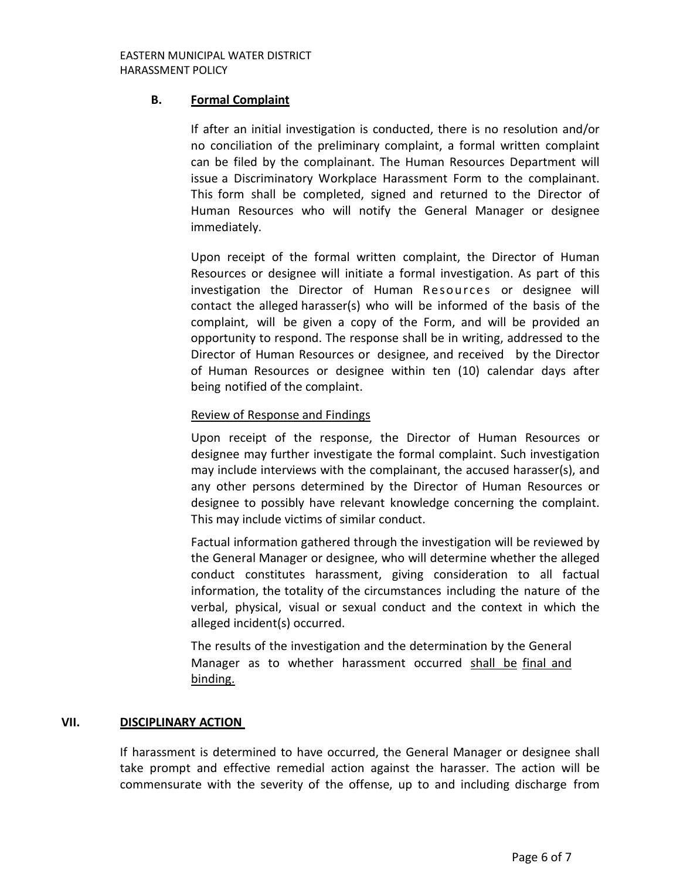### B. Formal Complaint

If after an initial investigation is conducted, there is no resolution and/or no conciliation of the preliminary complaint, a formal written complaint can be filed by the complainant. The Human Resources Department will issue a Discriminatory Workplace Harassment Form to the complainant. This form shall be completed, signed and returned to the Director of Human Resources who will notify the General Manager or designee immediately.

Upon receipt of the formal written complaint, the Director of Human Resources or designee will initiate a formal investigation. As part of this investigation the Director of Human Resources or designee will contact the alleged harasser(s) who will be informed of the basis of the complaint, will be given a copy of the Form, and will be provided an opportunity to respond. The response shall be in writing, addressed to the Director of Human Resources or designee, and received by the Director of Human Resources or designee within ten (10) calendar days after being notified of the complaint.

Review of Response and Findings

Upon receipt of the response, the Director of Human Resources or designee may further investigate the formal complaint. Such investigation may include interviews with the complainant, the accused harasser(s), and any other persons determined by the Director of Human Resources or designee to possibly have relevant knowledge concerning the complaint. This may include victims of similar conduct.

Factual information gathered through the investigation will be reviewed by the General Manager or designee, who will determine whether the alleged conduct constitutes harassment, giving consideration to all factual information, the totality of the circumstances including the nature of the verbal, physical, visual or sexual conduct and the context in which the alleged incident(s) occurred.

The results of the investigation and the determination by the General Manager as to whether harassment occurred shall be final and binding.

## VII. DISCIPLINARY ACTION

If harassment is determined to have occurred, the General Manager or designee shall take prompt and effective remedial action against the harasser. The action will be commensurate with the severity of the offense, up to and including discharge from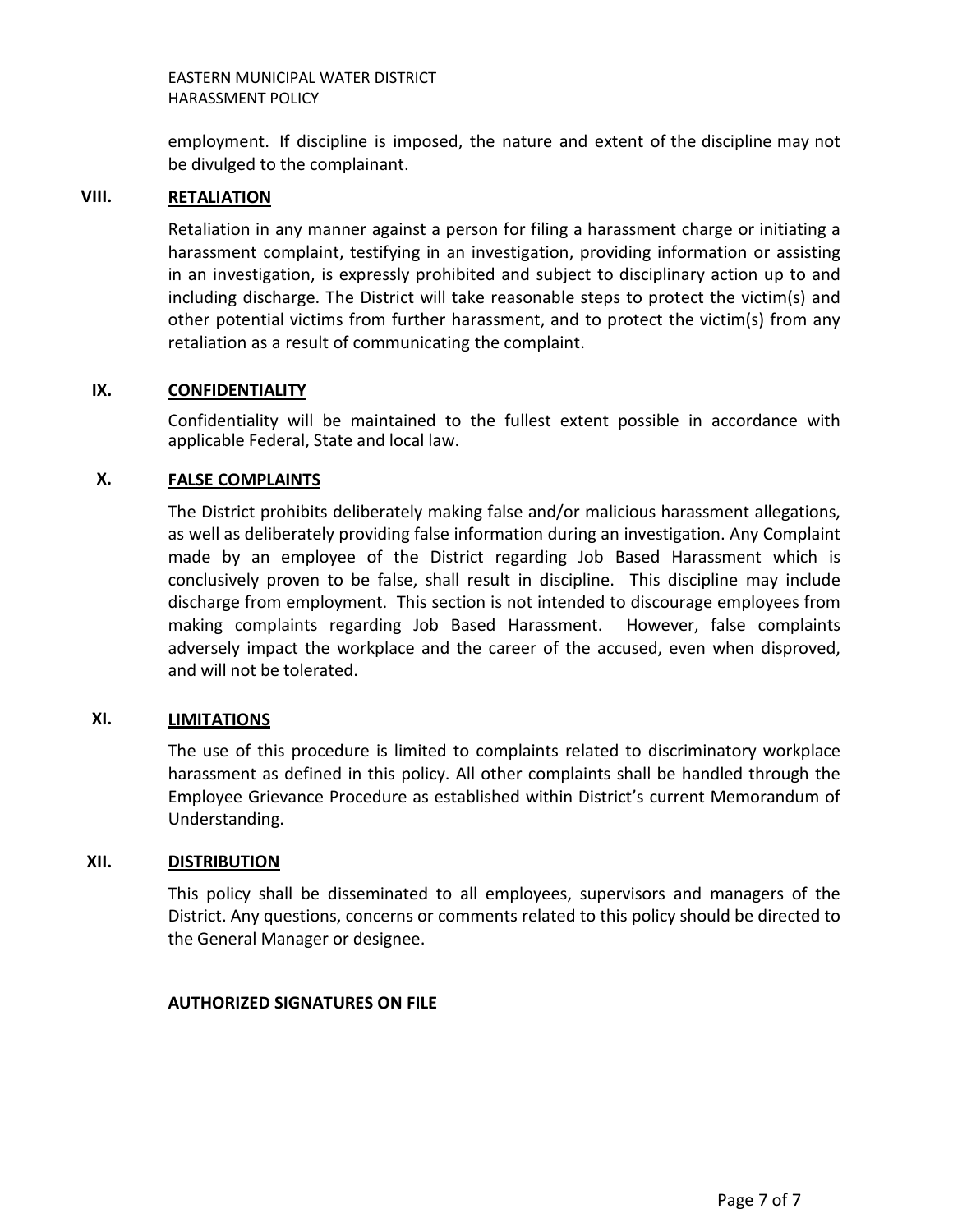employment. If discipline is imposed, the nature and extent of the discipline may not be divulged to the complainant.

## VIII. RETALIATION

Retaliation in any manner against a person for filing a harassment charge or initiating a harassment complaint, testifying in an investigation, providing information or assisting in an investigation, is expressly prohibited and subject to disciplinary action up to and including discharge. The District will take reasonable steps to protect the victim(s) and other potential victims from further harassment, and to protect the victim(s) from any retaliation as a result of communicating the complaint.

## IX. CONFIDENTIALITY

Confidentiality will be maintained to the fullest extent possible in accordance with applicable Federal, State and local law.

## X. FALSE COMPLAINTS

The District prohibits deliberately making false and/or malicious harassment allegations, as well as deliberately providing false information during an investigation. Any Complaint made by an employee of the District regarding Job Based Harassment which is conclusively proven to be false, shall result in discipline. This discipline may include discharge from employment. This section is not intended to discourage employees from making complaints regarding Job Based Harassment. However, false complaints adversely impact the workplace and the career of the accused, even when disproved, and will not be tolerated.

## XI. LIMITATIONS

The use of this procedure is limited to complaints related to discriminatory workplace harassment as defined in this policy. All other complaints shall be handled through the Employee Grievance Procedure as established within District's current Memorandum of Understanding.

## XII. DISTRIBUTION

This policy shall be disseminated to all employees, supervisors and managers of the District. Any questions, concerns or comments related to this policy should be directed to the General Manager or designee.

**AUTHORIZED SIGNATURES ON FILE**